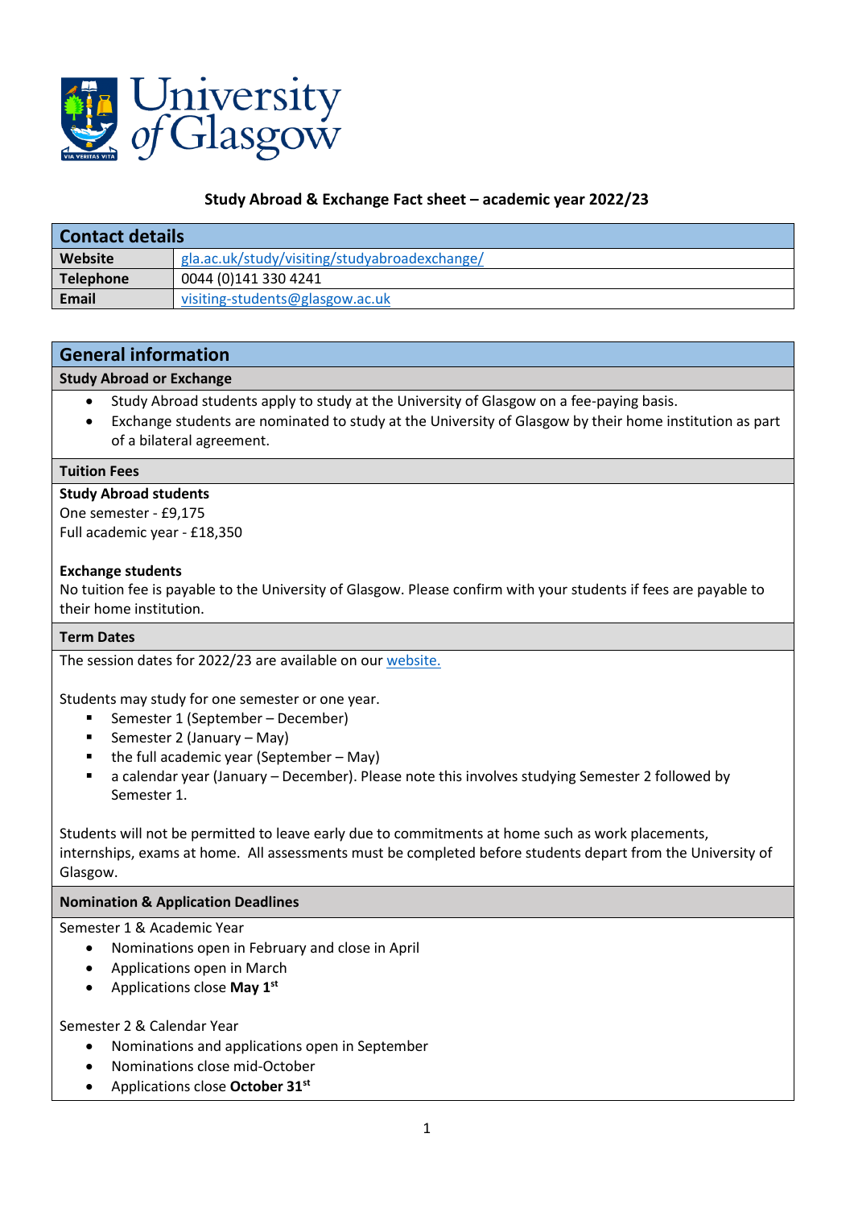University of Glasgow

# Study Abroad & Exchange Fact sheet – academic year 2022/23

| Contact details | |
|---|---|
| **Website** | [gla.ac.uk/study/visiting/studyabroadexchange/](gla.ac.uk/study/visiting/studyabroadexchange/) |
| **Telephone** | 0044 (0)141 330 4241 |
| **Email** | [visiting-students@glasgow.ac.uk](mailto:visiting-students@glasgow.ac.uk) |

## General information

### Study Abroad or Exchange

- Study Abroad students apply to study at the University of Glasgow on a fee-paying basis.
- Exchange students are nominated to study at the University of Glasgow by their home institution as part of a bilateral agreement.

### Tuition Fees

**Study Abroad students**
One semester - £9,175
Full academic year - £18,350

**Exchange students**
No tuition fee is payable to the University of Glasgow. Please confirm with your students if fees are payable to their home institution.

### Term Dates

The session dates for 2022/23 are available on our website.

Students may study for one semester or one year.

- Semester 1 (September – December)
- Semester 2 (January – May)
- the full academic year (September – May)
- a calendar year (January – December). Please note this involves studying Semester 2 followed by Semester 1.

Students will not be permitted to leave early due to commitments at home such as work placements, internships, exams at home. All assessments must be completed before students depart from the University of Glasgow.

### Nomination & Application Deadlines

Semester 1 & Academic Year

- Nominations open in February and close in April
- Applications open in March
- Applications close **May 1st**

Semester 2 & Calendar Year

- Nominations and applications open in September
- Nominations close mid-October
- Applications close **October 31st**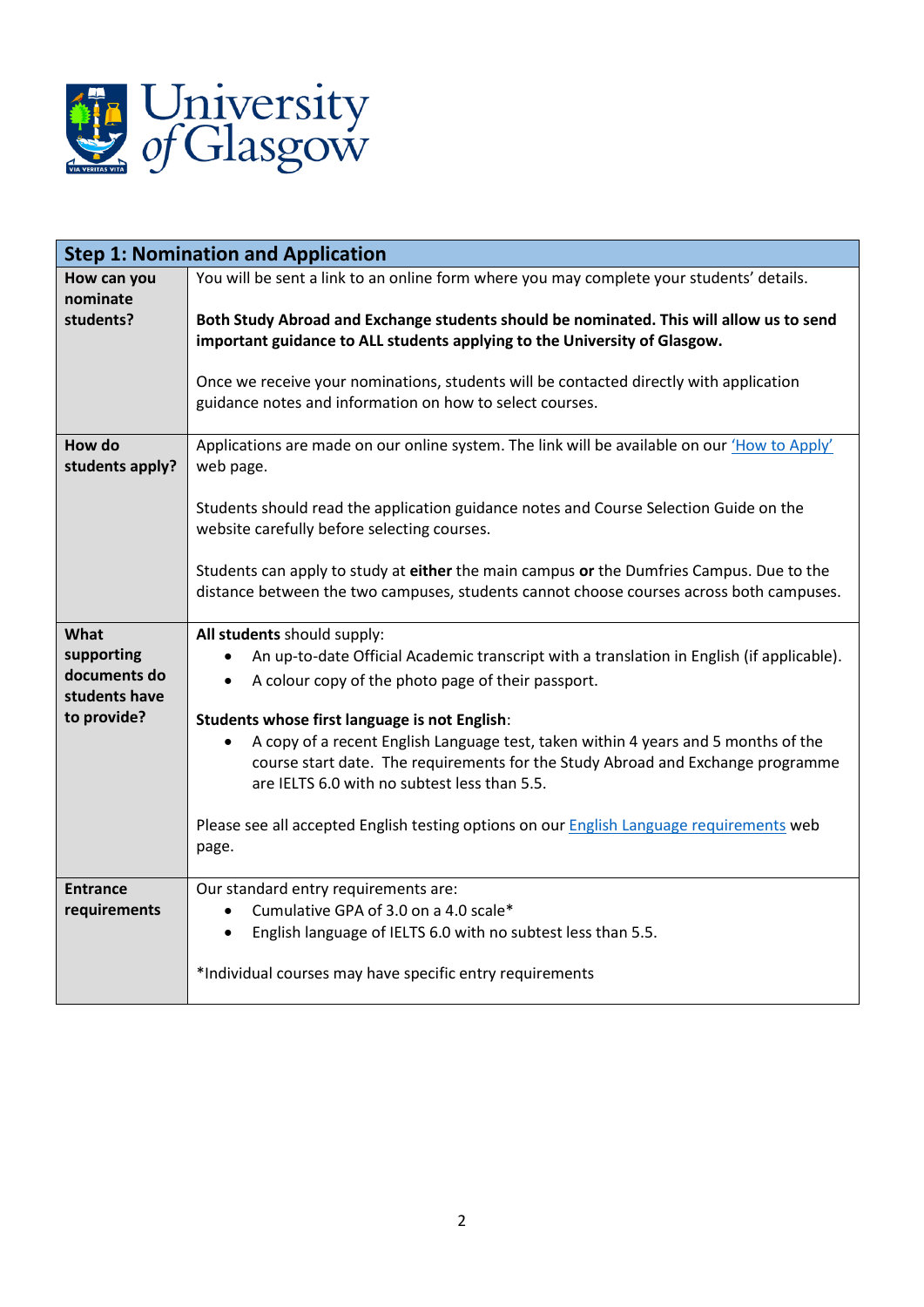| Step 1: Nomination and Application | |
|---|---|
| **How can you nominate students?** | You will be sent a link to an online form where you may complete your students' details.<br><br>**Both Study Abroad and Exchange students should be nominated. This will allow us to send important guidance to ALL students applying to the University of Glasgow.**<br><br>Once we receive your nominations, students will be contacted directly with application guidance notes and information on how to select courses. |
| **How do students apply?** | Applications are made on our online system. The link will be available on our 'How to Apply' web page.<br><br>Students should read the application guidance notes and Course Selection Guide on the website carefully before selecting courses.<br><br>Students can apply to study at **either** the main campus **or** the Dumfries Campus. Due to the distance between the two campuses, students cannot choose courses across both campuses. |
| **What supporting documents do students have to provide?** | **All students** should supply:<br>• An up-to-date Official Academic transcript with a translation in English (if applicable).<br>• A colour copy of the photo page of their passport.<br><br>**Students whose first language is not English**:<br>• A copy of a recent English Language test, taken within 4 years and 5 months of the course start date. The requirements for the Study Abroad and Exchange programme are IELTS 6.0 with no subtest less than 5.5.<br><br>Please see all accepted English testing options on our English Language requirements web page. |
| **Entrance requirements** | Our standard entry requirements are:<br>• Cumulative GPA of 3.0 on a 4.0 scale*<br>• English language of IELTS 6.0 with no subtest less than 5.5.<br><br>*Individual courses may have specific entry requirements |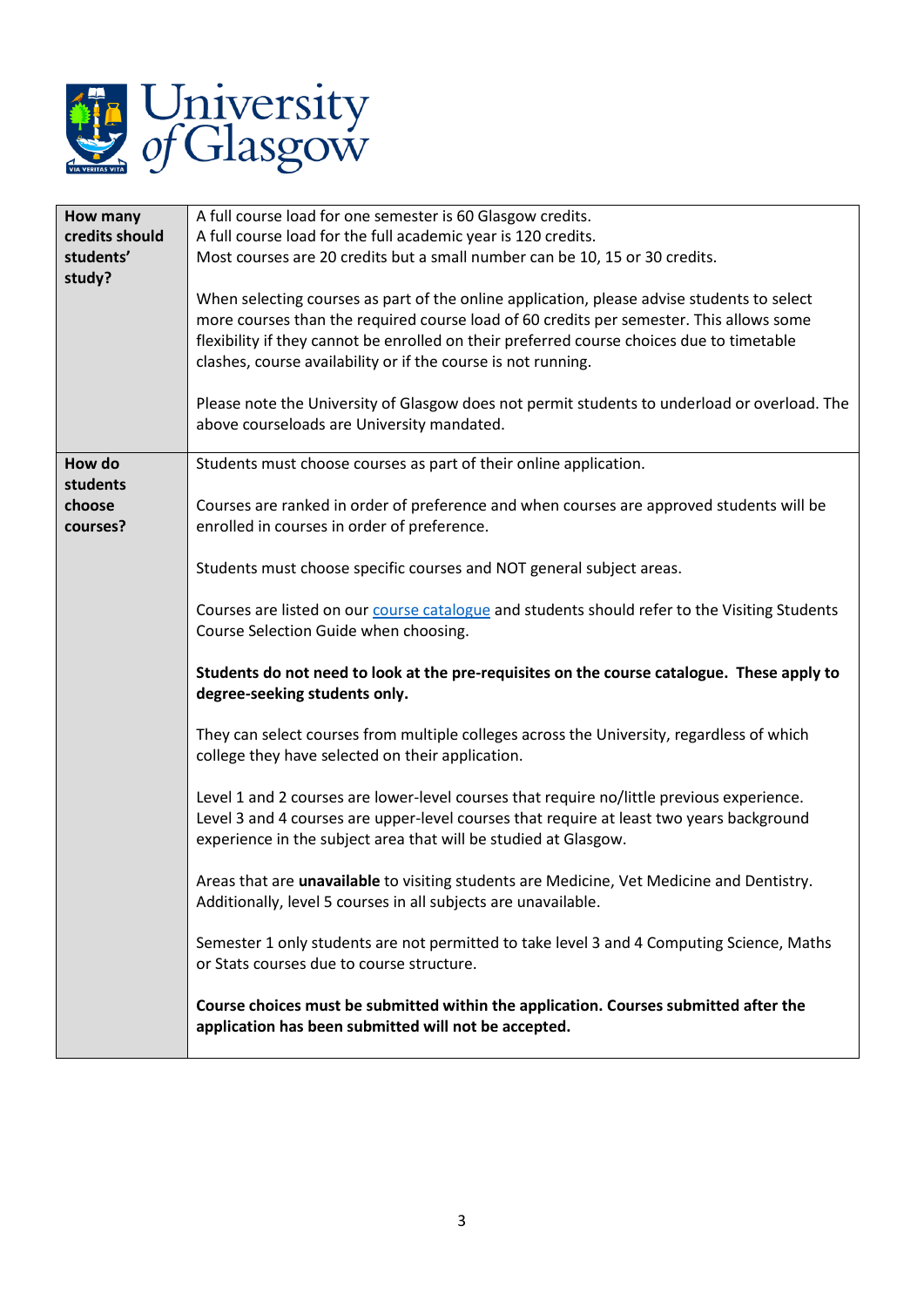| How many credits should students' study? | A full course load for one semester is 60 Glasgow credits.<br>A full course load for the full academic year is 120 credits.<br>Most courses are 20 credits but a small number can be 10, 15 or 30 credits.<br><br>When selecting courses as part of the online application, please advise students to select more courses than the required course load of 60 credits per semester. This allows some flexibility if they cannot be enrolled on their preferred course choices due to timetable clashes, course availability or if the course is not running.<br><br>Please note the University of Glasgow does not permit students to underload or overload. The above courseloads are University mandated. |
|---|---|
| **How do students choose courses?** | Students must choose courses as part of their online application.<br><br>Courses are ranked in order of preference and when courses are approved students will be enrolled in courses in order of preference.<br><br>Students must choose specific courses and NOT general subject areas.<br><br>Courses are listed on our course catalogue and students should refer to the Visiting Students Course Selection Guide when choosing.<br><br>**Students do not need to look at the pre-requisites on the course catalogue. These apply to degree-seeking students only.**<br><br>They can select courses from multiple colleges across the University, regardless of which college they have selected on their application.<br><br>Level 1 and 2 courses are lower-level courses that require no/little previous experience. Level 3 and 4 courses are upper-level courses that require at least two years background experience in the subject area that will be studied at Glasgow.<br><br>Areas that are **unavailable** to visiting students are Medicine, Vet Medicine and Dentistry. Additionally, level 5 courses in all subjects are unavailable.<br><br>Semester 1 only students are not permitted to take level 3 and 4 Computing Science, Maths or Stats courses due to course structure.<br><br>**Course choices must be submitted within the application. Courses submitted after the application has been submitted will not be accepted.** |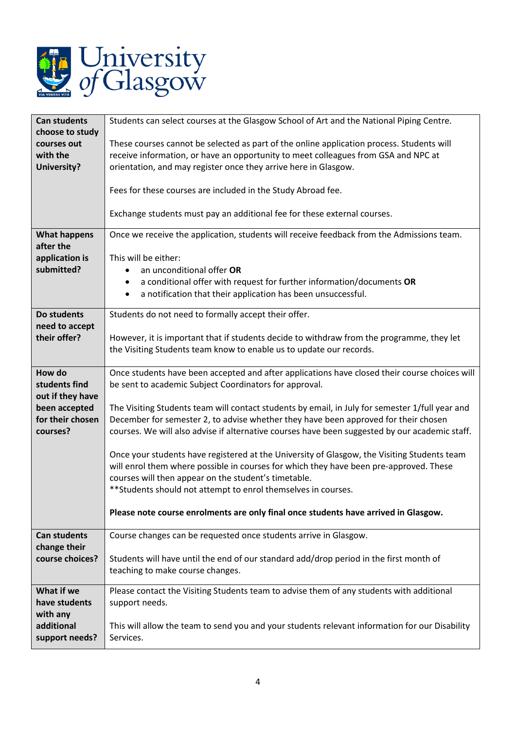| | |
|---|---|
| **Can students choose to study courses out with the University?** | Students can select courses at the Glasgow School of Art and the National Piping Centre.<br><br>These courses cannot be selected as part of the online application process. Students will receive information, or have an opportunity to meet colleagues from GSA and NPC at orientation, and may register once they arrive here in Glasgow.<br><br>Fees for these courses are included in the Study Abroad fee.<br><br>Exchange students must pay an additional fee for these external courses. |
| **What happens after the application is submitted?** | Once we receive the application, students will receive feedback from the Admissions team.<br><br>This will be either:<br>• an unconditional offer **OR**<br>• a conditional offer with request for further information/documents **OR**<br>• a notification that their application has been unsuccessful. |
| **Do students need to accept their offer?** | Students do not need to formally accept their offer.<br><br>However, it is important that if students decide to withdraw from the programme, they let the Visiting Students team know to enable us to update our records. |
| **How do students find out if they have been accepted for their chosen courses?** | Once students have been accepted and after applications have closed their course choices will be sent to academic Subject Coordinators for approval.<br><br>The Visiting Students team will contact students by email, in July for semester 1/full year and December for semester 2, to advise whether they have been approved for their chosen courses. We will also advise if alternative courses have been suggested by our academic staff.<br><br>Once your students have registered at the University of Glasgow, the Visiting Students team will enrol them where possible in courses for which they have been pre-approved. These courses will then appear on the student's timetable.<br>**Students should not attempt to enrol themselves in courses.<br><br>**Please note course enrolments are only final once students have arrived in Glasgow.** |
| **Can students change their course choices?** | Course changes can be requested once students arrive in Glasgow.<br><br>Students will have until the end of our standard add/drop period in the first month of teaching to make course changes. |
| **What if we have students with any additional support needs?** | Please contact the Visiting Students team to advise them of any students with additional support needs.<br><br>This will allow the team to send you and your students relevant information for our Disability Services. |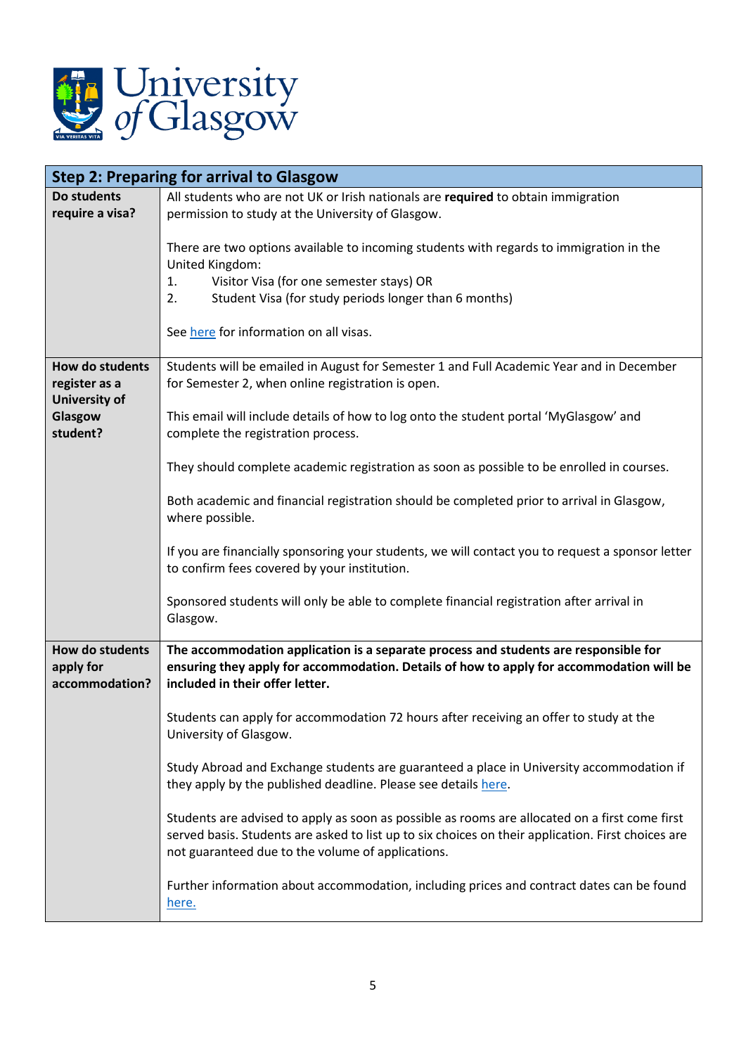| Step 2: Preparing for arrival to Glasgow | |
|---|---|
| **Do students require a visa?** | All students who are not UK or Irish nationals are **required** to obtain immigration permission to study at the University of Glasgow.<br><br>There are two options available to incoming students with regards to immigration in the United Kingdom:<br>1. Visitor Visa (for one semester stays) OR<br>2. Student Visa (for study periods longer than 6 months)<br><br>See here for information on all visas. |
| **How do students register as a University of Glasgow student?** | Students will be emailed in August for Semester 1 and Full Academic Year and in December for Semester 2, when online registration is open.<br><br>This email will include details of how to log onto the student portal 'MyGlasgow' and complete the registration process.<br><br>They should complete academic registration as soon as possible to be enrolled in courses.<br><br>Both academic and financial registration should be completed prior to arrival in Glasgow, where possible.<br><br>If you are financially sponsoring your students, we will contact you to request a sponsor letter to confirm fees covered by your institution.<br><br>Sponsored students will only be able to complete financial registration after arrival in Glasgow. |
| **How do students apply for accommodation?** | **The accommodation application is a separate process and students are responsible for ensuring they apply for accommodation. Details of how to apply for accommodation will be included in their offer letter.**<br><br>Students can apply for accommodation 72 hours after receiving an offer to study at the University of Glasgow.<br><br>Study Abroad and Exchange students are guaranteed a place in University accommodation if they apply by the published deadline. Please see details here.<br><br>Students are advised to apply as soon as possible as rooms are allocated on a first come first served basis. Students are asked to list up to six choices on their application. First choices are not guaranteed due to the volume of applications.<br><br>Further information about accommodation, including prices and contract dates can be found here. |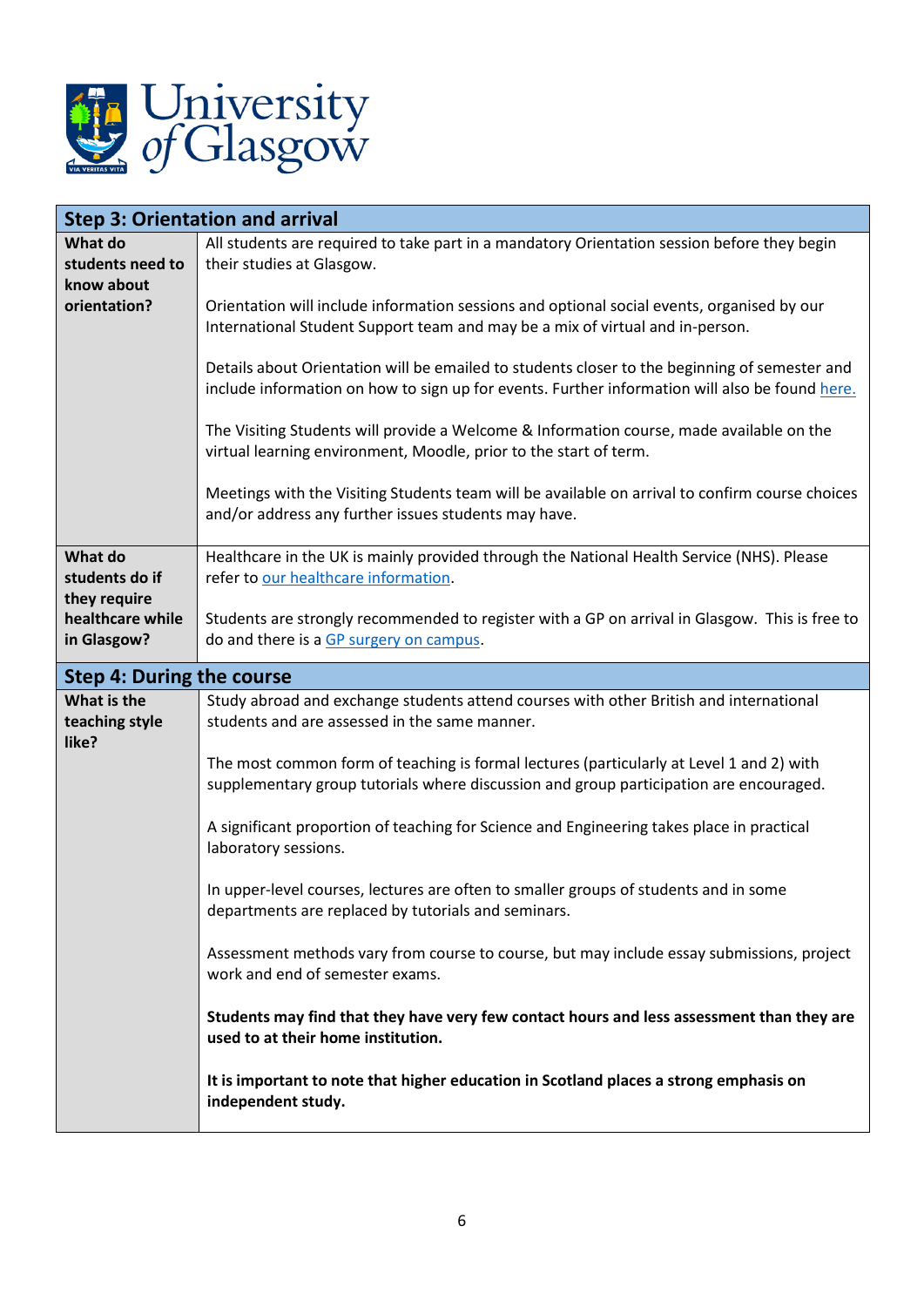| Step 3: Orientation and arrival | |
|---|---|
| **What do students need to know about orientation?** | All students are required to take part in a mandatory Orientation session before they begin their studies at Glasgow.<br><br>Orientation will include information sessions and optional social events, organised by our International Student Support team and may be a mix of virtual and in-person.<br><br>Details about Orientation will be emailed to students closer to the beginning of semester and include information on how to sign up for events. Further information will also be found here.<br><br>The Visiting Students will provide a Welcome & Information course, made available on the virtual learning environment, Moodle, prior to the start of term.<br><br>Meetings with the Visiting Students team will be available on arrival to confirm course choices and/or address any further issues students may have. |
| **What do students do if they require healthcare while in Glasgow?** | Healthcare in the UK is mainly provided through the National Health Service (NHS). Please refer to our healthcare information.<br><br>Students are strongly recommended to register with a GP on arrival in Glasgow. This is free to do and there is a GP surgery on campus. |

| Step 4: During the course | |
|---|---|
| **What is the teaching style like?** | Study abroad and exchange students attend courses with other British and international students and are assessed in the same manner.<br><br>The most common form of teaching is formal lectures (particularly at Level 1 and 2) with supplementary group tutorials where discussion and group participation are encouraged.<br><br>A significant proportion of teaching for Science and Engineering takes place in practical laboratory sessions.<br><br>In upper-level courses, lectures are often to smaller groups of students and in some departments are replaced by tutorials and seminars.<br><br>Assessment methods vary from course to course, but may include essay submissions, project work and end of semester exams.<br><br>**Students may find that they have very few contact hours and less assessment than they are used to at their home institution.**<br><br>**It is important to note that higher education in Scotland places a strong emphasis on independent study.** |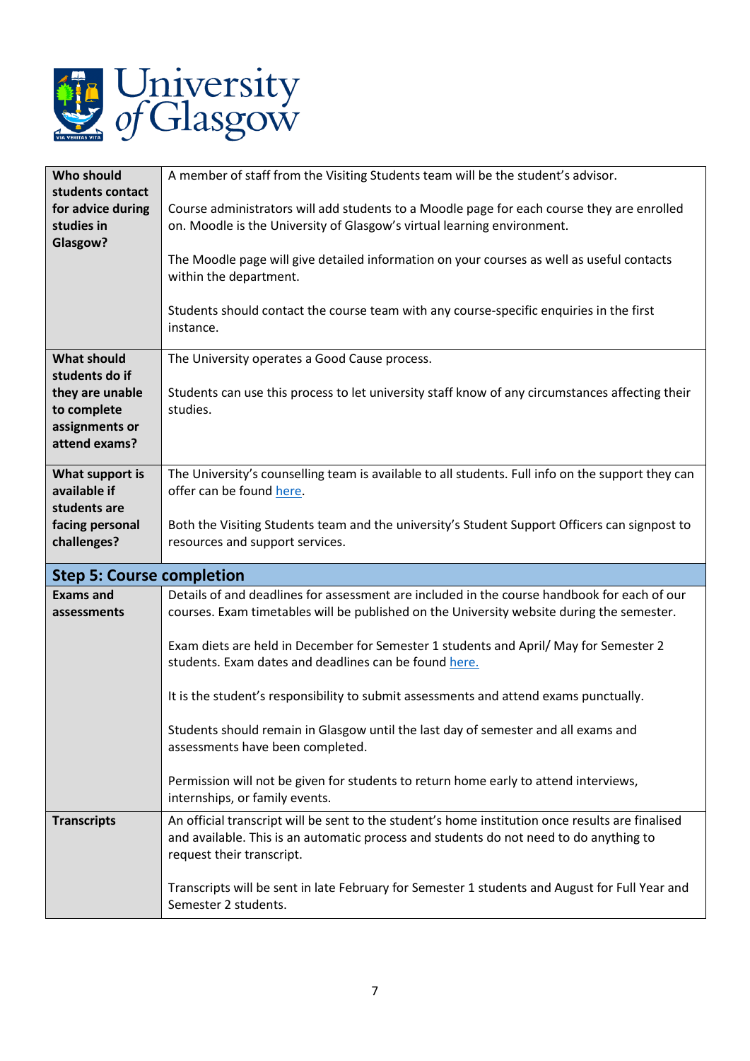University of Glasgow

| | |
|---|---|
| **Who should students contact for advice during studies in Glasgow?** | A member of staff from the Visiting Students team will be the student's advisor.<br><br>Course administrators will add students to a Moodle page for each course they are enrolled on. Moodle is the University of Glasgow's virtual learning environment.<br><br>The Moodle page will give detailed information on your courses as well as useful contacts within the department.<br><br>Students should contact the course team with any course-specific enquiries in the first instance. |
| **What should students do if they are unable to complete assignments or attend exams?** | The University operates a Good Cause process.<br><br>Students can use this process to let university staff know of any circumstances affecting their studies. |
| **What support is available if students are facing personal challenges?** | The University's counselling team is available to all students. Full info on the support they can offer can be found here.<br><br>Both the Visiting Students team and the university's Student Support Officers can signpost to resources and support services. |

## Step 5: Course completion

| | |
|---|---|
| **Exams and assessments** | Details of and deadlines for assessment are included in the course handbook for each of our courses. Exam timetables will be published on the University website during the semester.<br><br>Exam diets are held in December for Semester 1 students and April/ May for Semester 2 students. Exam dates and deadlines can be found here.<br><br>It is the student's responsibility to submit assessments and attend exams punctually.<br><br>Students should remain in Glasgow until the last day of semester and all exams and assessments have been completed.<br><br>Permission will not be given for students to return home early to attend interviews, internships, or family events. |
| **Transcripts** | An official transcript will be sent to the student's home institution once results are finalised and available. This is an automatic process and students do not need to do anything to request their transcript.<br><br>Transcripts will be sent in late February for Semester 1 students and August for Full Year and Semester 2 students. |